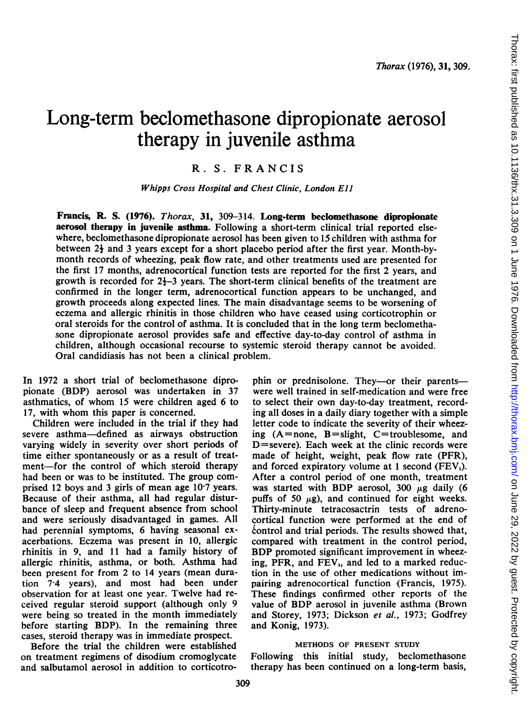# Long-term beclomethasone dipropionate aerosol therapy in juvenile asthma

R. S. FRANCIS

*Whipps Cross Hospital and Chest Clinic, London E11*

**Francis, R. S. (1976).** *Thorax*, **31**, 309–314. **Long-term beclomethasone dipropionate aerosol therapy in juvenile asthma.** Following a short-term clinical trial reported elsewhere, beclomethasone dipropionate aerosol has been given to 15 children with asthma for between 2½ and 3 years except for a short placebo period after the first year. Month-by-month records of wheezing, peak flow rate, and other treatments used are presented for the first 17 months, adrenocortical function tests are reported for the first 2 years, and growth is recorded for 2½–3 years. The short-term clinical benefits of the treatment are confirmed in the longer term, adrenocortical function appears to be unchanged, and growth proceeds along expected lines. The main disadvantage seems to be worsening of eczema and allergic rhinitis in those children who have ceased using corticotrophin or oral steroids for the control of asthma. It is concluded that in the long term beclomethasone dipropionate aerosol provides safe and effective day-to-day control of asthma in children, although occasional recourse to systemic steroid therapy cannot be avoided. Oral candidiasis has not been a clinical problem.

In 1972 a short trial of beclomethasone dipropionate (BDP) aerosol was undertaken in 37 asthmatics, of whom 15 were children aged 6 to 17, with whom this paper is concerned.

Children were included in the trial if they had severe asthma—defined as airways obstruction varying widely in severity over short periods of time either spontaneously or as a result of treatment—for the control of which steroid therapy had been or was to be instituted. The group comprised 12 boys and 3 girls of mean age 10·7 years. Because of their asthma, all had regular disturbance of sleep and frequent absence from school and were seriously disadvantaged in games. All had perennial symptoms, 6 having seasonal exacerbations. Eczema was present in 10, allergic rhinitis in 9, and 11 had a family history of allergic rhinitis, asthma, or both. Asthma had been present for from 2 to 14 years (mean duration 7·4 years), and most had been under observation for at least one year. Twelve had received regular steroid support (although only 9 were being so treated in the month immediately before starting BDP). In the remaining three cases, steroid therapy was in immediate prospect.

Before the trial the children were established on treatment regimens of disodium cromoglycate and salbutamol aerosol in addition to corticotrophin or prednisolone. They—or their parents—were well trained in self-medication and were free to select their own day-to-day treatment, recording all doses in a daily diary together with a simple letter code to indicate the severity of their wheezing (A=none, B=slight, C=troublesome, and D=severe). Each week at the clinic records were made of height, weight, peak flow rate (PFR), and forced expiratory volume at 1 second ($FEV_1$). After a control period of one month, treatment was started with BDP aerosol, 300 $\mu$g daily (6 puffs of 50 $\mu$g), and continued for eight weeks. Thirty-minute tetracosactrin tests of adrenocortical function were performed at the end of control and trial periods. The results showed that, compared with treatment in the control period, BDP promoted significant improvement in wheezing, PFR, and $FEV_1$, and led to a marked reduction in the use of other medications without impairing adrenocortical function (Francis, 1975). These findings confirmed other reports of the value of BDP aerosol in juvenile asthma (Brown and Storey, 1973; Dickson *et al.*, 1973; Godfrey and Konig, 1973).

## METHODS OF PRESENT STUDY

Following this initial study, beclomethasone therapy has been continued on a long-term basis,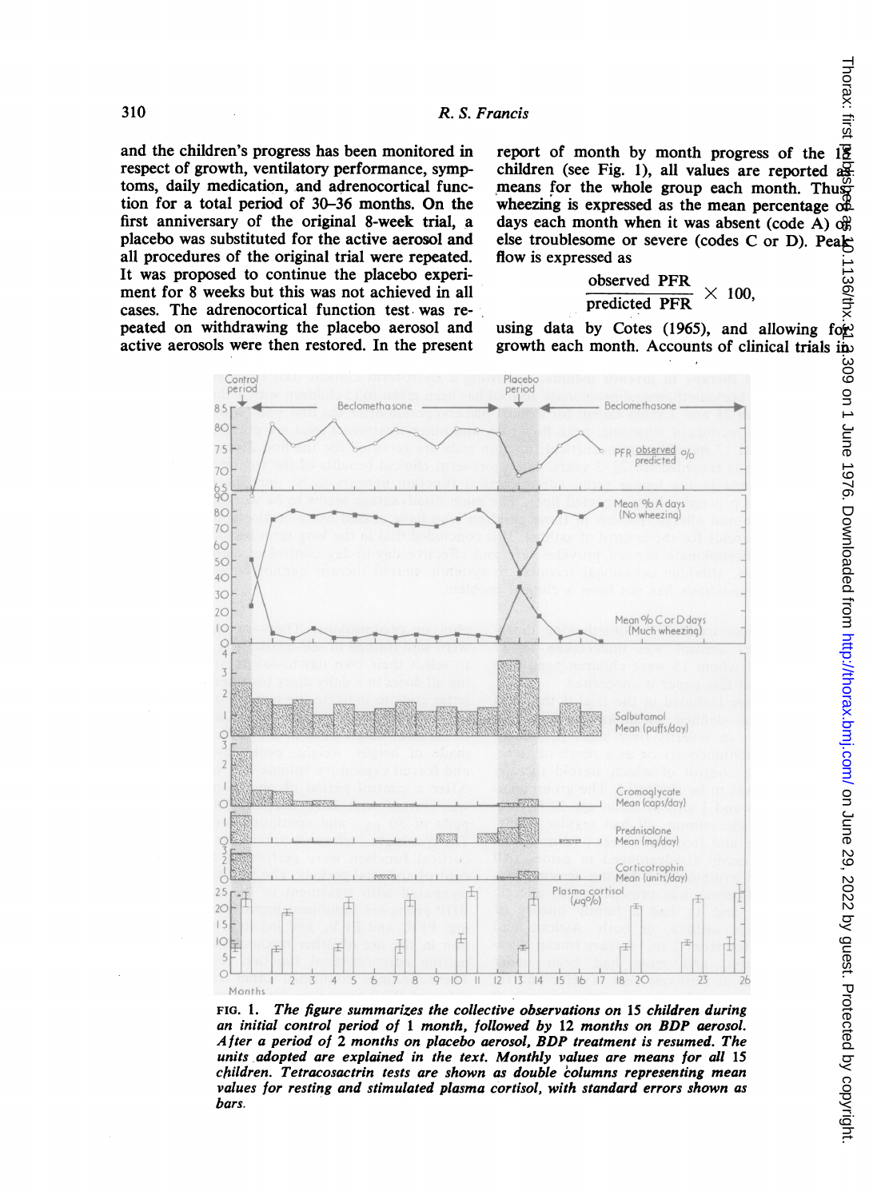and the children's progress has been monitored in respect of growth, ventilatory performance, symptoms, daily medication, and adrenocortical function for a total period of 30–36 months. On the first anniversary of the original 8-week trial, a placebo was substituted for the active aerosol and all procedures of the original trial were repeated. It was proposed to continue the placebo experiment for 8 weeks but this was not achieved in all cases. The adrenocortical function test was repeated on withdrawing the placebo aerosol and active aerosols were then restored. In the present report of month by month progress of the 15 children (see Fig. 1), all values are reported as means for the whole group each month. Thus wheezing is expressed as the mean percentage of days each month when it was absent (code A) or else troublesome or severe (codes C or D). Peak flow is expressed as

$$\frac{\text{observed PFR}}{\text{predicted PFR}} \times 100,$$

using data by Cotes (1965), and allowing for growth each month. Accounts of clinical trials in

FIG. 1. *The figure summarizes the collective observations on 15 children during an initial control period of 1 month, followed by 12 months on BDP aerosol. After a period of 2 months on placebo aerosol, BDP treatment is resumed. The units adopted are explained in the text. Monthly values are means for all 15 children. Tetracosactrin tests are shown as double columns representing mean values for resting and stimulated plasma cortisol, with standard errors shown as bars.*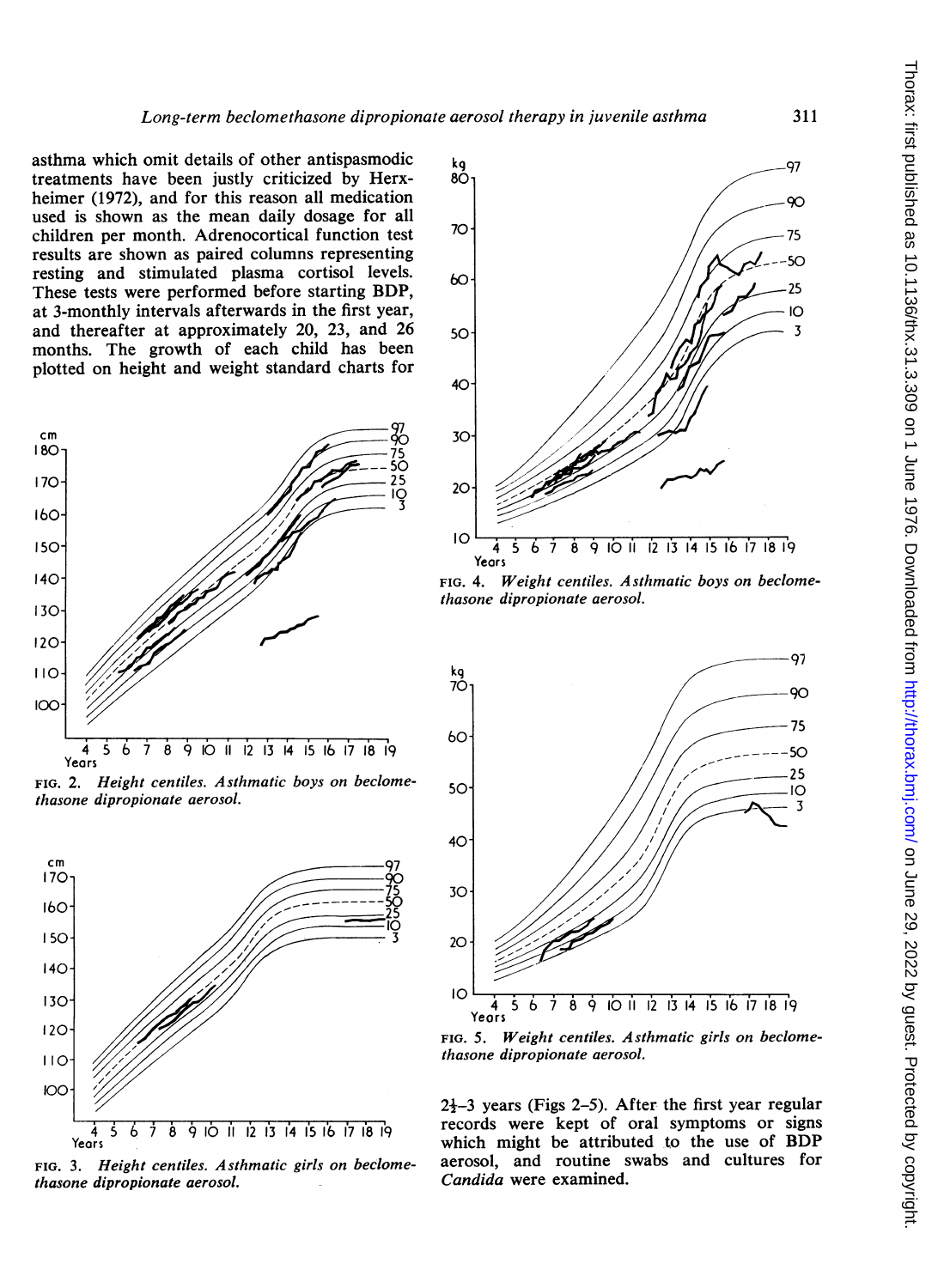asthma which omit details of other antispasmodic treatments have been justly criticized by Herxheimer (1972), and for this reason all medication used is shown as the mean daily dosage for all children per month. Adrenocortical function test results are shown as paired columns representing resting and stimulated plasma cortisol levels. These tests were performed before starting BDP, at 3-monthly intervals afterwards in the first year, and thereafter at approximately 20, 23, and 26 months. The growth of each child has been plotted on height and weight standard charts for 2½–3 years (Figs 2–5). After the first year regular records were kept of oral symptoms or signs which might be attributed to the use of BDP aerosol, and routine swabs and cultures for *Candida* were examined.

FIG. 2. *Height centiles. Asthmatic boys on beclomethasone dipropionate aerosol.*

FIG. 3. *Height centiles. Asthmatic girls on beclomethasone dipropionate aerosol.*

FIG. 4. *Weight centiles. Asthmatic boys on beclomethasone dipropionate aerosol.*

FIG. 5. *Weight centiles. Asthmatic girls on beclomethasone dipropionate aerosol.*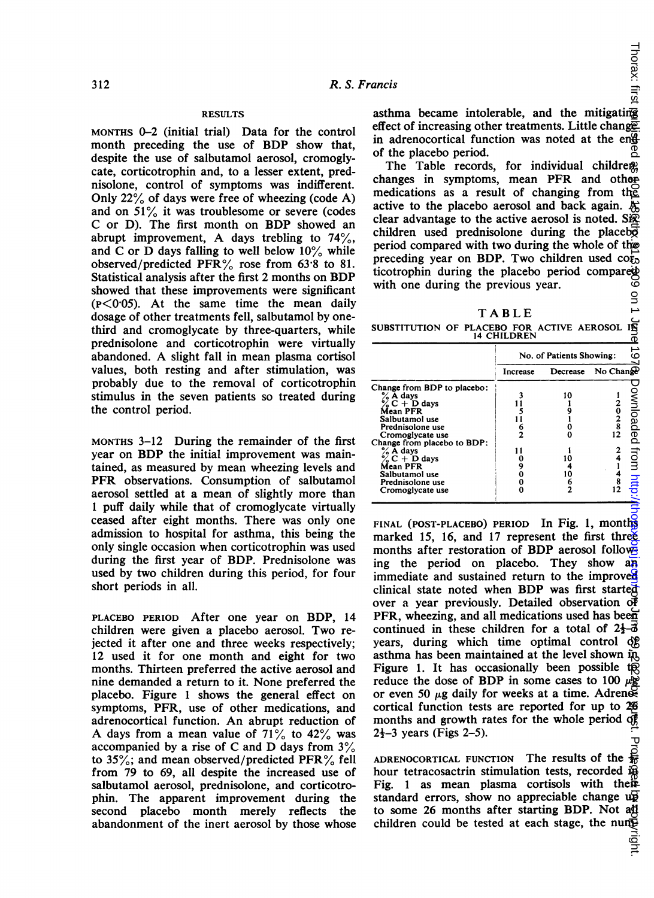## RESULTS

MONTHS 0–2 (initial trial) Data for the control month preceding the use of BDP show that, despite the use of salbutamol aerosol, cromoglycate, corticotrophin and, to a lesser extent, prednisolone, control of symptoms was indifferent. Only 22% of days were free of wheezing (code A) and on 51% it was troublesome or severe (codes C or D). The first month on BDP showed an abrupt improvement, A days trebling to 74%, and C or D days falling to well below 10% while observed/predicted PFR% rose from 63·8 to 81. Statistical analysis after the first 2 months on BDP showed that these improvements were significant ($P<0·05$). At the same time the mean daily dosage of other treatments fell, salbutamol by one-third and cromoglycate by three-quarters, while prednisolone and corticotrophin were virtually abandoned. A slight fall in mean plasma cortisol values, both resting and after stimulation, was probably due to the removal of corticotrophin stimulus in the seven patients so treated during the control period.

MONTHS 3–12 During the remainder of the first year on BDP the initial improvement was maintained, as measured by mean wheezing levels and PFR observations. Consumption of salbutamol aerosol settled at a mean of slightly more than 1 puff daily while that of cromoglycate virtually ceased after eight months. There was only one admission to hospital for asthma, this being the only single occasion when corticotrophin was used during the first year of BDP. Prednisolone was used by two children during this period, for four short periods in all.

PLACEBO PERIOD After one year on BDP, 14 children were given a placebo aerosol. Two rejected it after one and three weeks respectively; 12 used it for one month and eight for two months. Thirteen preferred the active aerosol and nine demanded a return to it. None preferred the placebo. Figure 1 shows the general effect on symptoms, PFR, use of other medications, and adrenocortical function. An abrupt reduction of A days from a mean value of 71% to 42% was accompanied by a rise of C and D days from 3% to 35%; and mean observed/predicted PFR% fell from 79 to 69, all despite the increased use of salbutamol aerosol, prednisolone, and corticotrophin. The apparent improvement during the second placebo month merely reflects the abandonment of the inert aerosol by those whose asthma became intolerable, and the mitigating effect of increasing other treatments. Little change in adrenocortical function was noted at the end of the placebo period.

The Table records, for individual children, changes in symptoms, mean PFR and other medications as a result of changing from the active to the placebo aerosol and back again. A clear advantage to the active aerosol is noted. Six children used prednisolone during the placebo period compared with two during the whole of the preceding year on BDP. Two children used corticotrophin during the placebo period compared with one during the previous year.

TABLE

SUBSTITUTION OF PLACEBO FOR ACTIVE AEROSOL IN 14 CHILDREN

| | No. of Patients Showing: | | |
|---|---|---|---|
| | Increase | Decrease | No Change |
| **Change from BDP to placebo:** | | | |
| % A days | 3 | 10 | 1 |
| % C + D days | 11 | 1 | 2 |
| Mean PFR | 5 | 9 | 0 |
| Salbutamol use | 11 | 1 | 2 |
| Prednisolone use | 6 | 0 | 8 |
| Cromoglycate use | 2 | 0 | 12 |
| **Change from placebo to BDP:** | | | |
| % A days | 11 | 1 | 2 |
| % C + D days | 0 | 10 | 4 |
| Mean PFR | 9 | 4 | 1 |
| Salbutamol use | 0 | 10 | 4 |
| Prednisolone use | 0 | 6 | 8 |
| Cromoglycate use | 0 | 2 | 12 |

FINAL (POST-PLACEBO) PERIOD In Fig. 1, months marked 15, 16, and 17 represent the first three months after restoration of BDP aerosol following the period on placebo. They show an immediate and sustained return to the improved clinical state noted when BDP was first started over a year previously. Detailed observation of PFR, wheezing, and all medications used has been continued in these children for a total of 2½–3 years, during which time optimal control of asthma has been maintained at the level shown in Figure 1. It has occasionally been possible to reduce the dose of BDP in some cases to 100 μg or even 50 μg daily for weeks at a time. Adrenocortical function tests are reported for up to 26 months and growth rates for the whole period of 2½–3 years (Figs 2–5).

ADRENOCORTICAL FUNCTION The results of the 5-hour tetracosactrin stimulation tests, recorded in Fig. 1 as mean plasma cortisols with their standard errors, show no appreciable change up to some 26 months after starting BDP. Not all children could be tested at each stage, the num-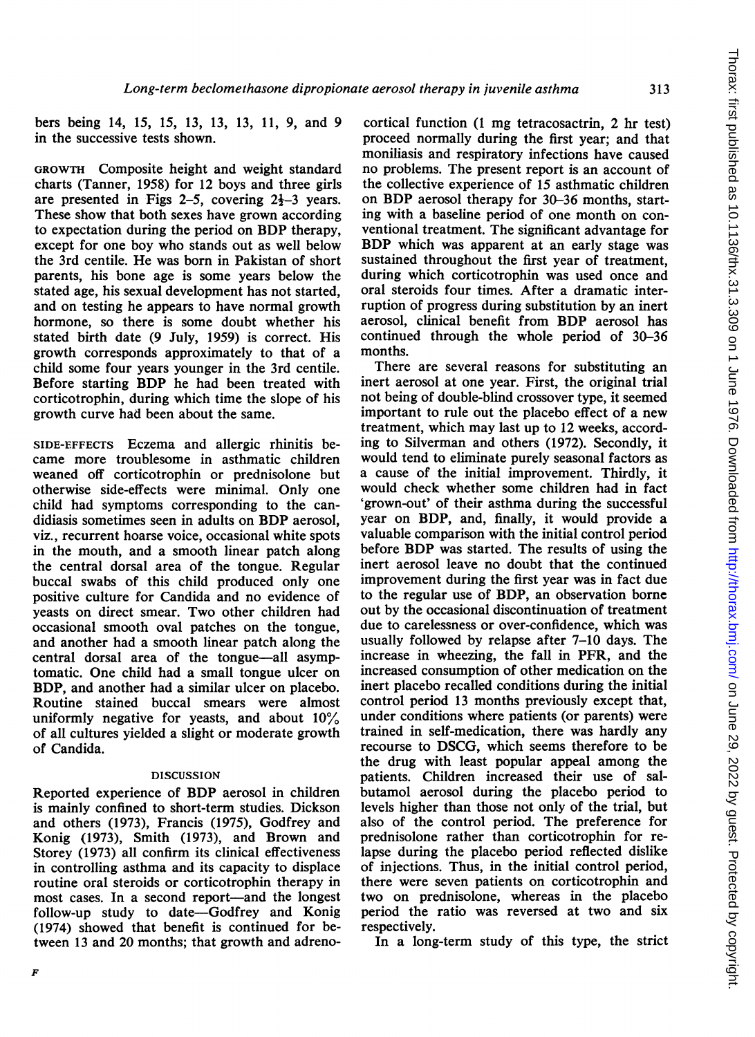bers being 14, 15, 15, 13, 13, 13, 11, 9, and 9 in the successive tests shown.

GROWTH Composite height and weight standard charts (Tanner, 1958) for 12 boys and three girls are presented in Figs 2–5, covering 2½–3 years. These show that both sexes have grown according to expectation during the period on BDP therapy, except for one boy who stands out as well below the 3rd centile. He was born in Pakistan of short parents, his bone age is some years below the stated age, his sexual development has not started, and on testing he appears to have normal growth hormone, so there is some doubt whether his stated birth date (9 July, 1959) is correct. His growth corresponds approximately to that of a child some four years younger in the 3rd centile. Before starting BDP he had been treated with corticotrophin, during which time the slope of his growth curve had been about the same.

SIDE-EFFECTS Eczema and allergic rhinitis became more troublesome in asthmatic children weaned off corticotrophin or prednisolone but otherwise side-effects were minimal. Only one child had symptoms corresponding to the candidiasis sometimes seen in adults on BDP aerosol, viz., recurrent hoarse voice, occasional white spots in the mouth, and a smooth linear patch along the central dorsal area of the tongue. Regular buccal swabs of this child produced only one positive culture for Candida and no evidence of yeasts on direct smear. Two other children had occasional smooth oval patches on the tongue, and another had a smooth linear patch along the central dorsal area of the tongue—all asymptomatic. One child had a small tongue ulcer on BDP, and another had a similar ulcer on placebo. Routine stained buccal smears were almost uniformly negative for yeasts, and about 10% of all cultures yielded a slight or moderate growth of Candida.

## DISCUSSION

Reported experience of BDP aerosol in children is mainly confined to short-term studies. Dickson and others (1973), Francis (1975), Godfrey and Konig (1973), Smith (1973), and Brown and Storey (1973) all confirm its clinical effectiveness in controlling asthma and its capacity to displace routine oral steroids or corticotrophin therapy in most cases. In a second report—and the longest follow-up study to date—Godfrey and Konig (1974) showed that benefit is continued for between 13 and 20 months; that growth and adrenocortical function (1 mg tetracosactrin, 2 hr test) proceed normally during the first year; and that moniliasis and respiratory infections have caused no problems. The present report is an account of the collective experience of 15 asthmatic children on BDP aerosol therapy for 30–36 months, starting with a baseline period of one month on conventional treatment. The significant advantage for BDP which was apparent at an early stage was sustained throughout the first year of treatment, during which corticotrophin was used once and oral steroids four times. After a dramatic interruption of progress during substitution by an inert aerosol, clinical benefit from BDP aerosol has continued through the whole period of 30–36 months.

There are several reasons for substituting an inert aerosol at one year. First, the original trial not being of double-blind crossover type, it seemed important to rule out the placebo effect of a new treatment, which may last up to 12 weeks, according to Silverman and others (1972). Secondly, it would tend to eliminate purely seasonal factors as a cause of the initial improvement. Thirdly, it would check whether some children had in fact 'grown-out' of their asthma during the successful year on BDP, and, finally, it would provide a valuable comparison with the initial control period before BDP was started. The results of using the inert aerosol leave no doubt that the continued improvement during the first year was in fact due to the regular use of BDP, an observation borne out by the occasional discontinuation of treatment due to carelessness or over-confidence, which was usually followed by relapse after 7–10 days. The increase in wheezing, the fall in PFR, and the increased consumption of other medication on the inert placebo recalled conditions during the initial control period 13 months previously except that, under conditions where patients (or parents) were trained in self-medication, there was hardly any recourse to DSCG, which seems therefore to be the drug with least popular appeal among the patients. Children increased their use of salbutamol aerosol during the placebo period to levels higher than those not only of the trial, but also of the control period. The preference for prednisolone rather than corticotrophin for relapse during the placebo period reflected dislike of injections. Thus, in the initial control period, there were seven patients on corticotrophin and two on prednisolone, whereas in the placebo period the ratio was reversed at two and six respectively.

In a long-term study of this type, the strict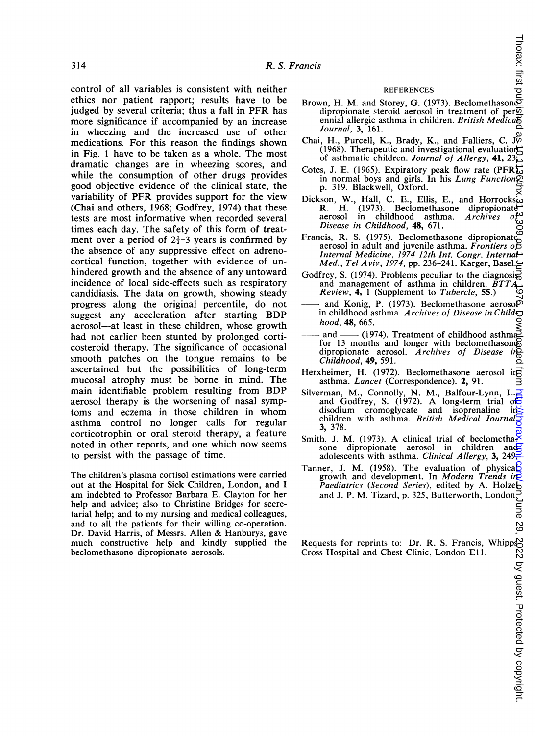control of all variables is consistent with neither ethics nor patient rapport; results have to be judged by several criteria; thus a fall in PFR has more significance if accompanied by an increase in wheezing and the increased use of other medications. For this reason the findings shown in Fig. 1 have to be taken as a whole. The most dramatic changes are in wheezing scores, and while the consumption of other drugs provides good objective evidence of the clinical state, the variability of PFR provides support for the view (Chai and others, 1968; Godfrey, 1974) that these tests are most informative when recorded several times each day. The safety of this form of treatment over a period of 2½–3 years is confirmed by the absence of any suppressive effect on adrenocortical function, together with evidence of unhindered growth and the absence of any untoward incidence of local side-effects such as respiratory candidiasis. The data on growth, showing steady progress along the original percentile, do not suggest any acceleration after starting BDP aerosol—at least in these children, whose growth had not earlier been stunted by prolonged corticosteroid therapy. The significance of occasional smooth patches on the tongue remains to be ascertained but the possibilities of long-term mucosal atrophy must be borne in mind. The main identifiable problem resulting from BDP aerosol therapy is the worsening of nasal symptoms and eczema in those children in whom asthma control no longer calls for regular corticotrophin or oral steroid therapy, a feature noted in other reports, and one which now seems to persist with the passage of time.

The children's plasma cortisol estimations were carried out at the Hospital for Sick Children, London, and I am indebted to Professor Barbara E. Clayton for her help and advice; also to Christine Bridges for secretarial help; and to my nursing and medical colleagues, and to all the patients for their willing co-operation. Dr. David Harris, of Messrs. Allen & Hanburys, gave much constructive help and kindly supplied the beclomethasone dipropionate aerosols.

## REFERENCES

Brown, H. M. and Storey, G. (1973). Beclomethasone dipropionate steroid aerosol in treatment of perennial allergic asthma in children. *British Medical Journal*, **3**, 161.

Chai, H., Purcell, K., Brady, K., and Falliers, C. J. (1968). Therapeutic and investigational evaluation of asthmatic children. *Journal of Allergy*, **41**, 23.

Cotes, J. E. (1965). Expiratory peak flow rate (PFR) in normal boys and girls. In his *Lung Function*, p. 319. Blackwell, Oxford.

Dickson, W., Hall, C. E., Ellis, E., and Horrocks, R. H. (1973). Beclomethasone dipropionate aerosol in childhood asthma. *Archives of Disease in Childhood*, **48**, 671.

Francis, R. S. (1975). Beclomethasone dipropionate aerosol in adult and juvenile asthma. *Frontiers of Internal Medicine, 1974 12th Int. Congr. Internal Med., Tel Aviv, 1974*, pp. 236–241. Karger, Basel.

Godfrey, S. (1974). Problems peculiar to the diagnosis and management of asthma in children. *BTTA Review*, **4**, 1 (Supplement to *Tubercle*, **55**.)

—— and Konig, P. (1973). Beclomethasone aerosol in childhood asthma. *Archives of Disease in Childhood*, **48**, 665.

—— and —— (1974). Treatment of childhood asthma for 13 months and longer with beclomethasone dipropionate aerosol. *Archives of Disease in Childhood*, **49**, 591.

Herxheimer, H. (1972). Beclomethasone aerosol in asthma. *Lancet* (Correspondence). **2**, 91.

Silverman, M., Connolly, N. M., Balfour-Lynn, L. and Godfrey, S. (1972). A long-term trial of disodium cromoglycate and isoprenaline in children with asthma. *British Medical Journal*, **3**, 378.

Smith, J. M. (1973). A clinical trial of beclomethasone dipropionate aerosol in children and adolescents with asthma. *Clinical Allergy*, **3**, 249.

Tanner, J. M. (1958). The evaluation of physical growth and development. In *Modern Trends in Paediatrics (Second Series)*, edited by A. Holzel and J. P. M. Tizard, p. 325, Butterworth, London.

Requests for reprints to: Dr. R. S. Francis, Whipps Cross Hospital and Chest Clinic, London E11.